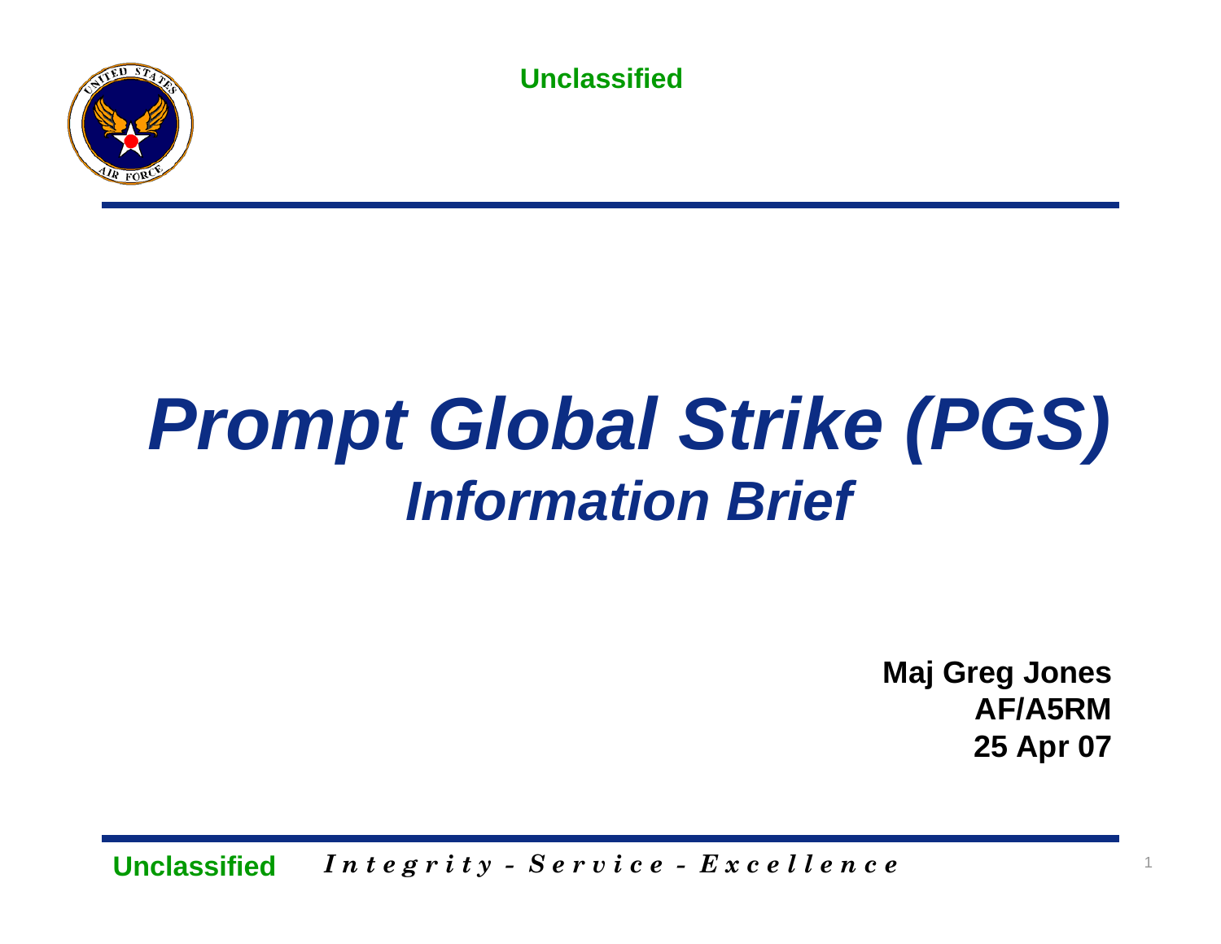Unclassified

# *Prompt Global Strike (PGS)*
## *Information Brief*

**Maj Greg Jones**
**AF/A5RM**
**25 Apr 07**

Unclassified *Integrity - Service - Excellence*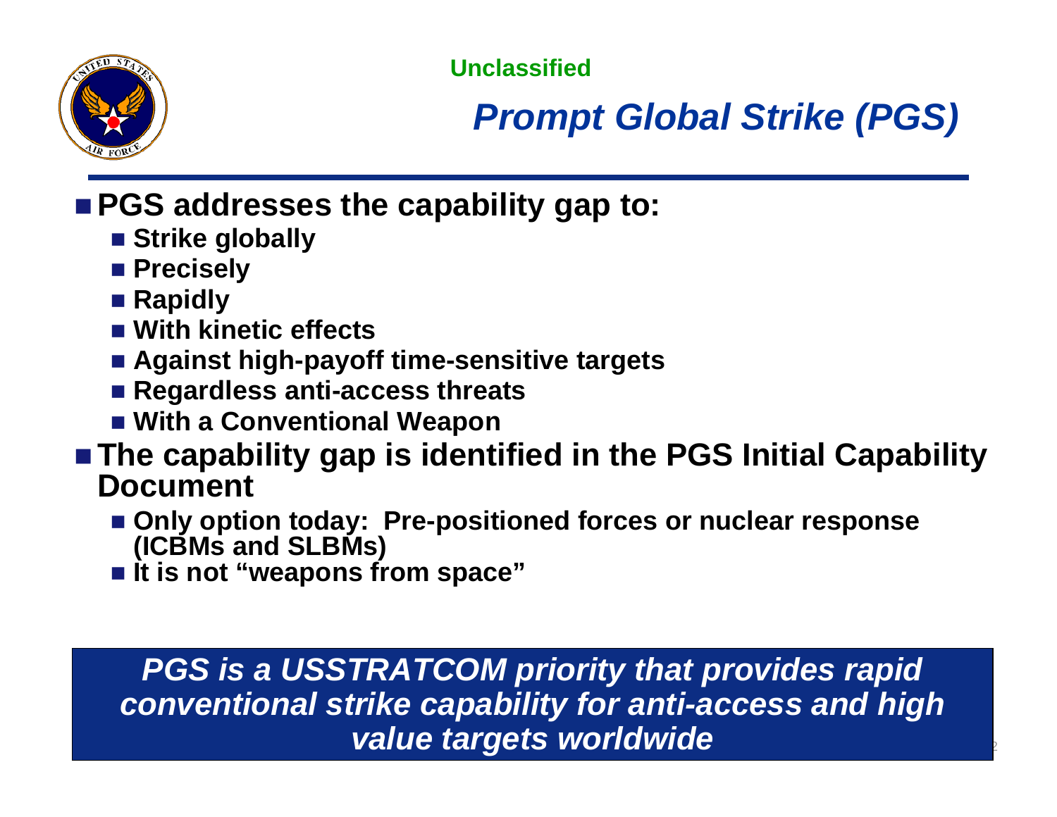Unclassified

# *Prompt Global Strike (PGS)*

- **PGS addresses the capability gap to:**
  - **Strike globally**
  - **Precisely**
  - **Rapidly**
  - **With kinetic effects**
  - **Against high-payoff time-sensitive targets**
  - **Regardless anti-access threats**
  - **With a Conventional Weapon**
- **The capability gap is identified in the PGS Initial Capability Document**
  - **Only option today: Pre-positioned forces or nuclear response (ICBMs and SLBMs)**
  - **It is not "weapons from space"**

***PGS is a USSTRATCOM priority that provides rapid conventional strike capability for anti-access and high value targets worldwide***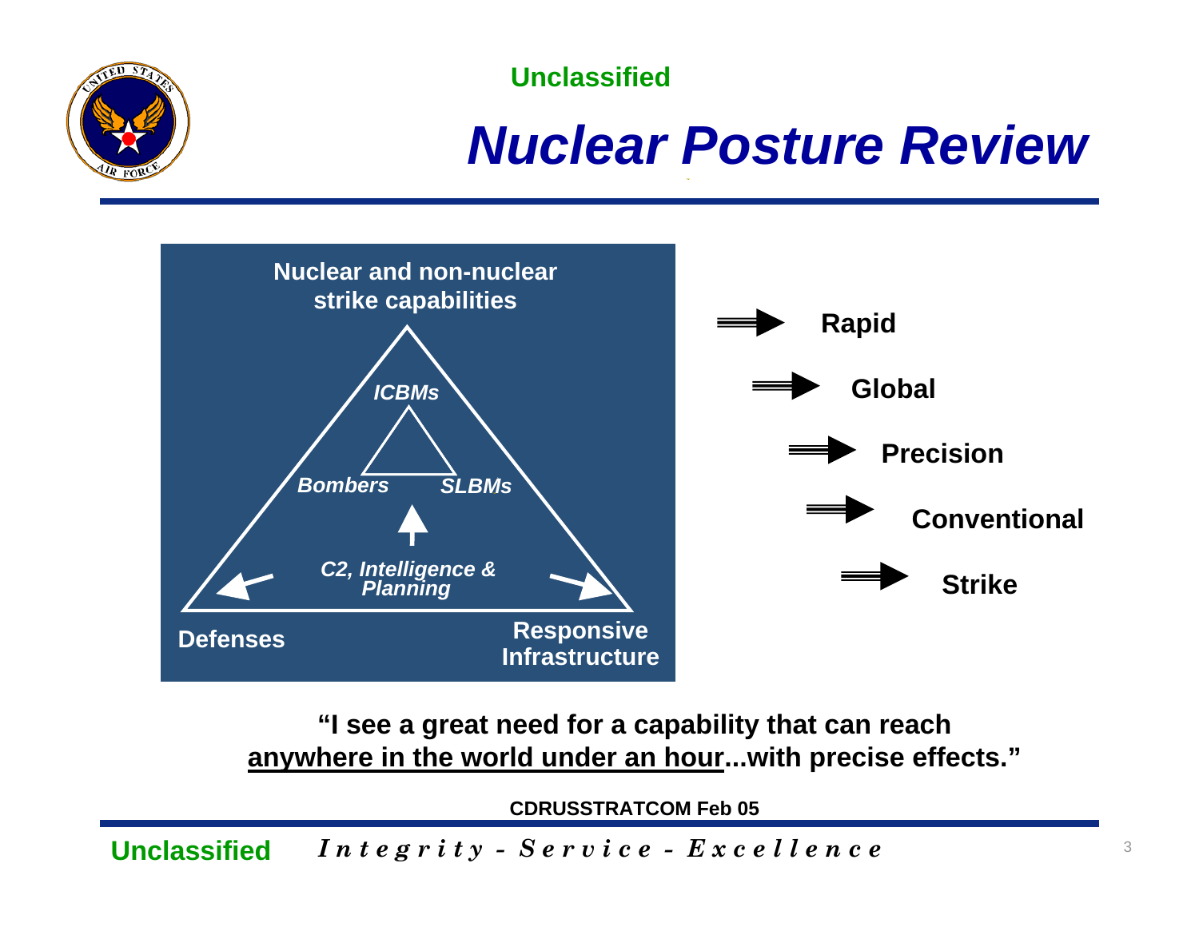# Nuclear Posture Review

**Nuclear and non-nuclear strike capabilities**

*ICBMs*

*Bombers* *SLBMs*

*C2, Intelligence & Planning*

**Defenses**

**Responsive Infrastructure**

- **Rapid**
- **Global**
- **Precision**
- **Conventional**
- **Strike**

**"I see a great need for a capability that can reach <u>anywhere in the world under an hour</u>...with precise effects."**

**CDRUSSTRATCOM Feb 05**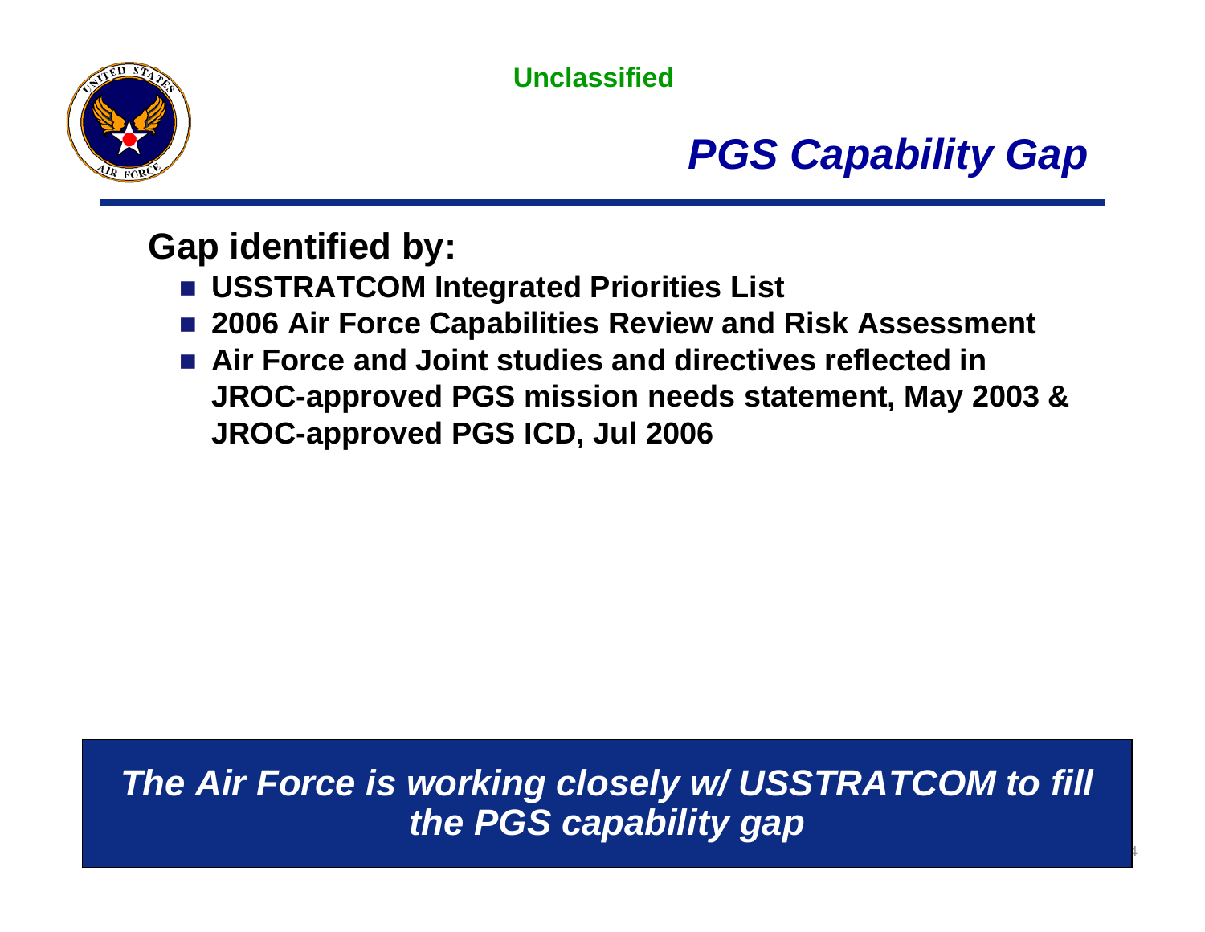Unclassified

# *PGS Capability Gap*

## Gap identified by:

- **USSTRATCOM Integrated Priorities List**
- **2006 Air Force Capabilities Review and Risk Assessment**
- **Air Force and Joint studies and directives reflected in JROC-approved PGS mission needs statement, May 2003 & JROC-approved PGS ICD, Jul 2006**

***The Air Force is working closely w/ USSTRATCOM to fill the PGS capability gap***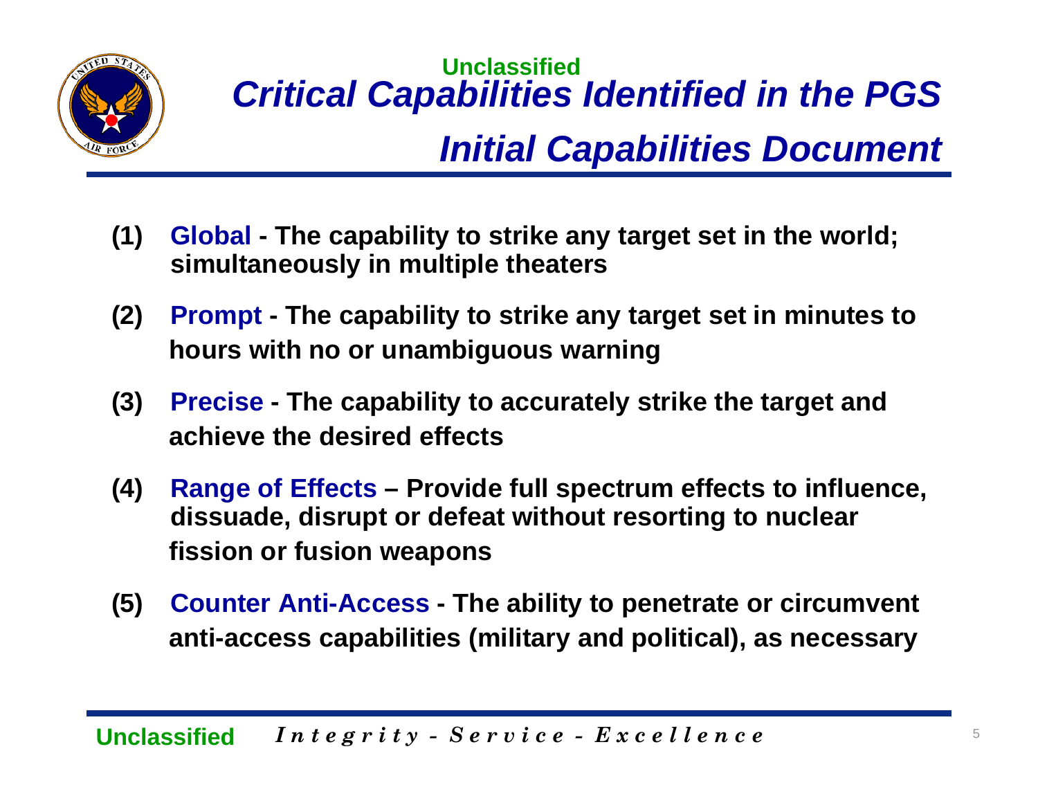# *Critical Capabilities Identified in the PGS Initial Capabilities Document*

(1) **Global** - **The capability to strike any target set in the world; simultaneously in multiple theaters**

(2) **Prompt** - **The capability to strike any target set in minutes to hours with no or unambiguous warning**

(3) **Precise** - **The capability to accurately strike the target and achieve the desired effects**

(4) **Range of Effects** – **Provide full spectrum effects to influence, dissuade, disrupt or defeat without resorting to nuclear fission or fusion weapons**

(5) **Counter Anti-Access** - **The ability to penetrate or circumvent anti-access capabilities (military and political), as necessary**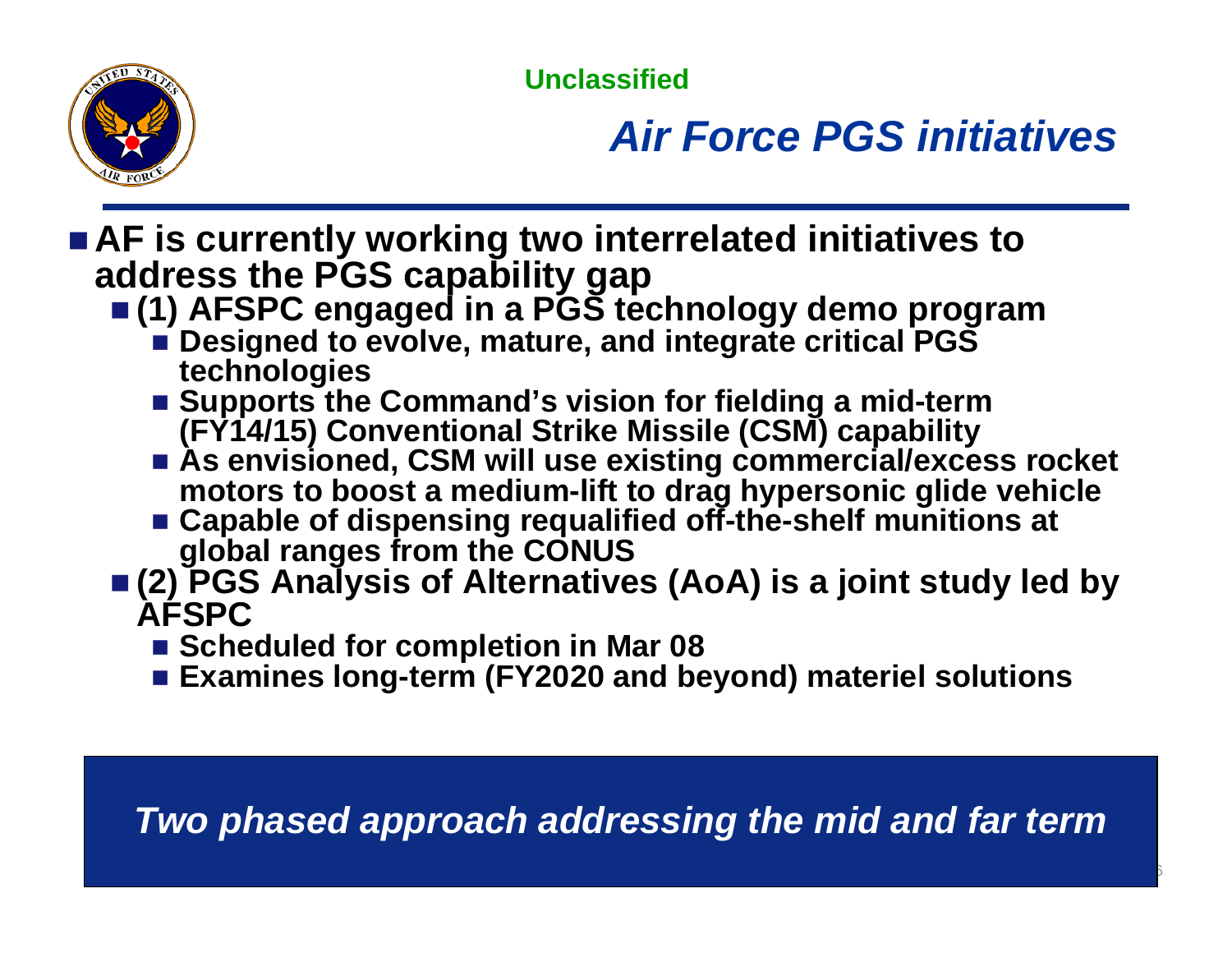Unclassified

# *Air Force PGS initiatives*

- **AF is currently working two interrelated initiatives to address the PGS capability gap**
  - **(1) AFSPC engaged in a PGS technology demo program**
    - **Designed to evolve, mature, and integrate critical PGS technologies**
    - **Supports the Command's vision for fielding a mid-term (FY14/15) Conventional Strike Missile (CSM) capability**
    - **As envisioned, CSM will use existing commercial/excess rocket motors to boost a medium-lift to drag hypersonic glide vehicle**
    - **Capable of dispensing requalified off-the-shelf munitions at global ranges from the CONUS**
  - **(2) PGS Analysis of Alternatives (AoA) is a joint study led by AFSPC**
    - **Scheduled for completion in Mar 08**
    - **Examines long-term (FY2020 and beyond) materiel solutions**

***Two phased approach addressing the mid and far term***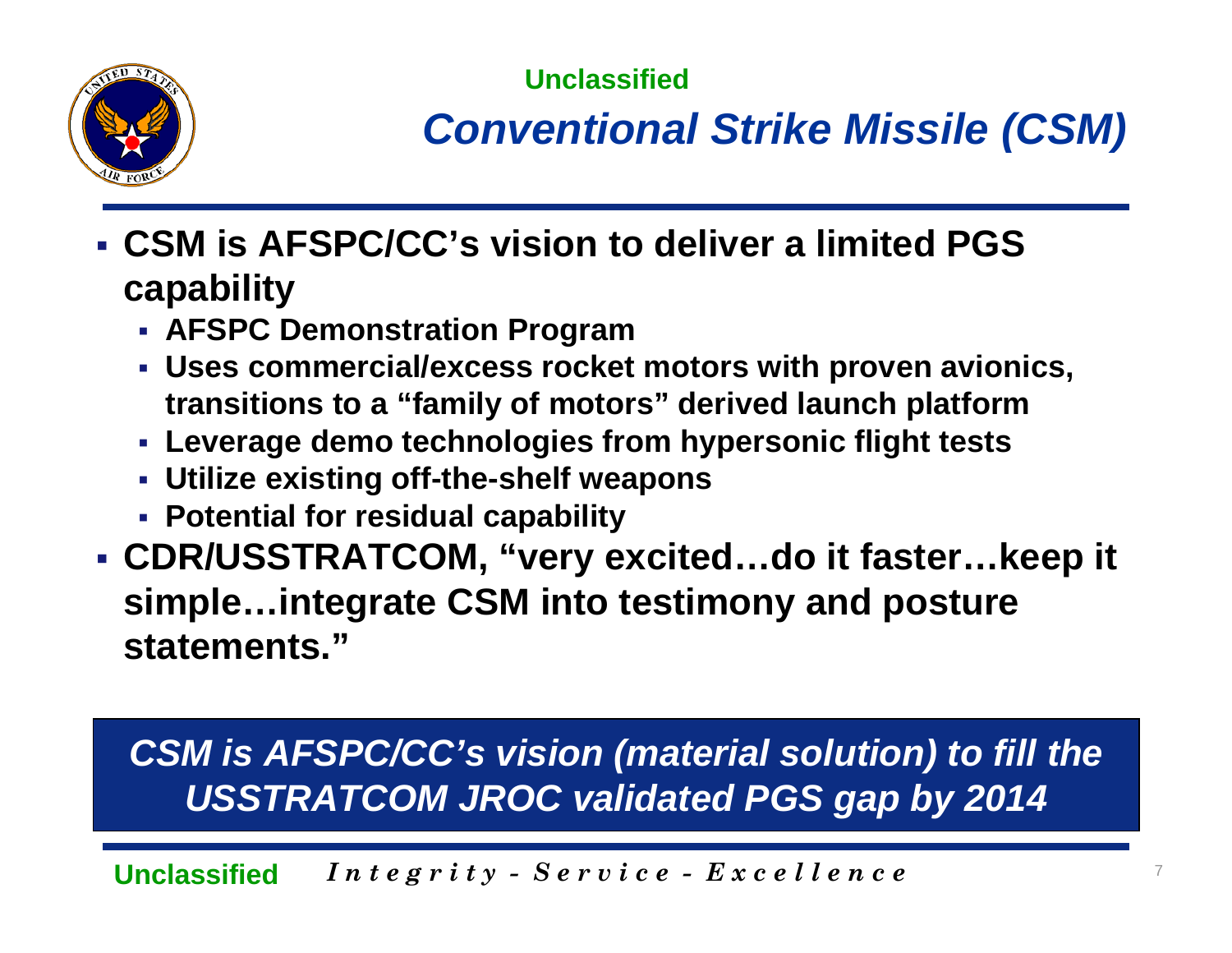Unclassified

# *Conventional Strike Missile (CSM)*

- **CSM is AFSPC/CC's vision to deliver a limited PGS capability**
  - **AFSPC Demonstration Program**
  - **Uses commercial/excess rocket motors with proven avionics, transitions to a "family of motors" derived launch platform**
  - **Leverage demo technologies from hypersonic flight tests**
  - **Utilize existing off-the-shelf weapons**
  - **Potential for residual capability**
- **CDR/USSTRATCOM, "very excited…do it faster…keep it simple…integrate CSM into testimony and posture statements."**

***CSM is AFSPC/CC's vision (material solution) to fill the USSTRATCOM JROC validated PGS gap by 2014***

Unclassified *Integrity - Service - Excellence*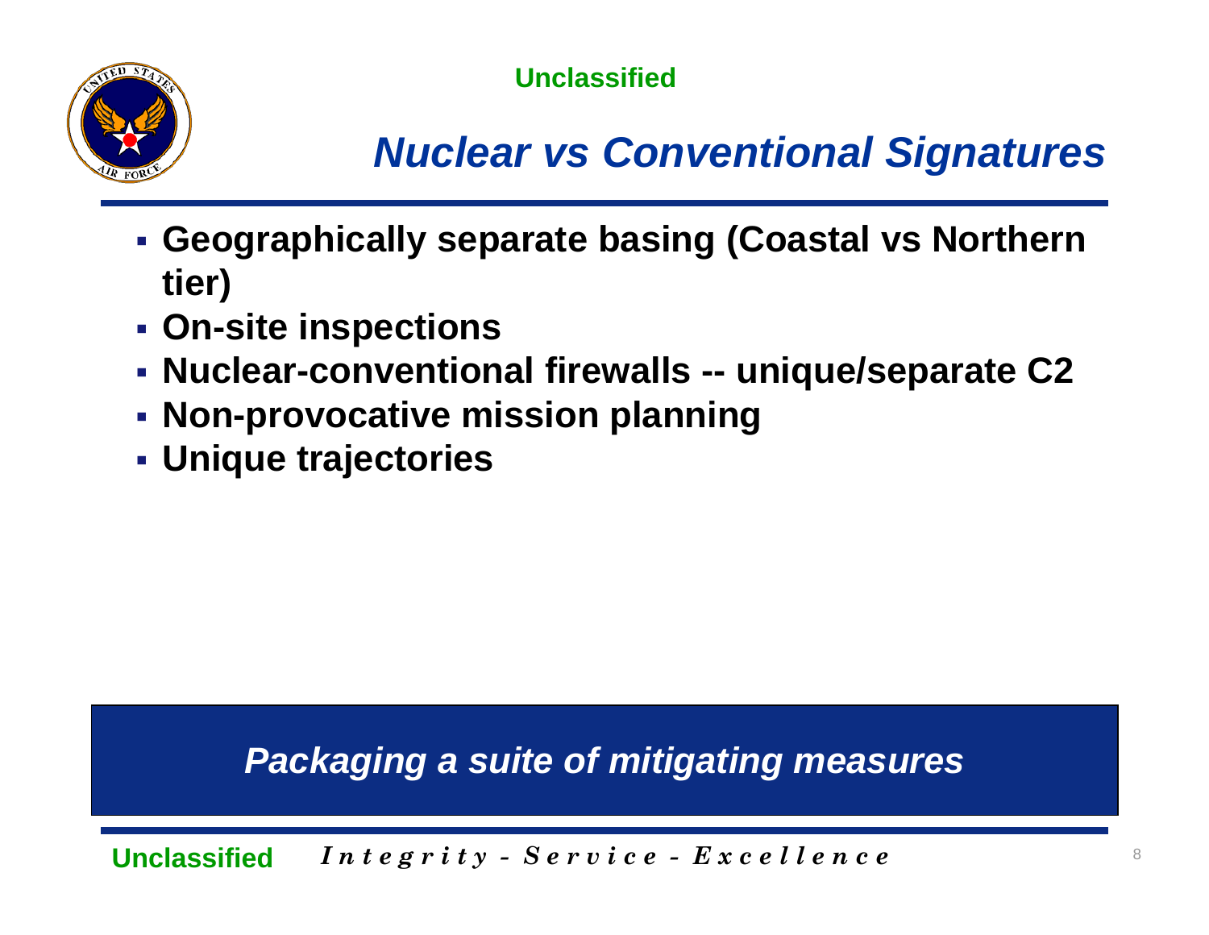# *Nuclear vs Conventional Signatures*

- **Geographically separate basing (Coastal vs Northern tier)**
- **On-site inspections**
- **Nuclear-conventional firewalls -- unique/separate C2**
- **Non-provocative mission planning**
- **Unique trajectories**

***Packaging a suite of mitigating measures***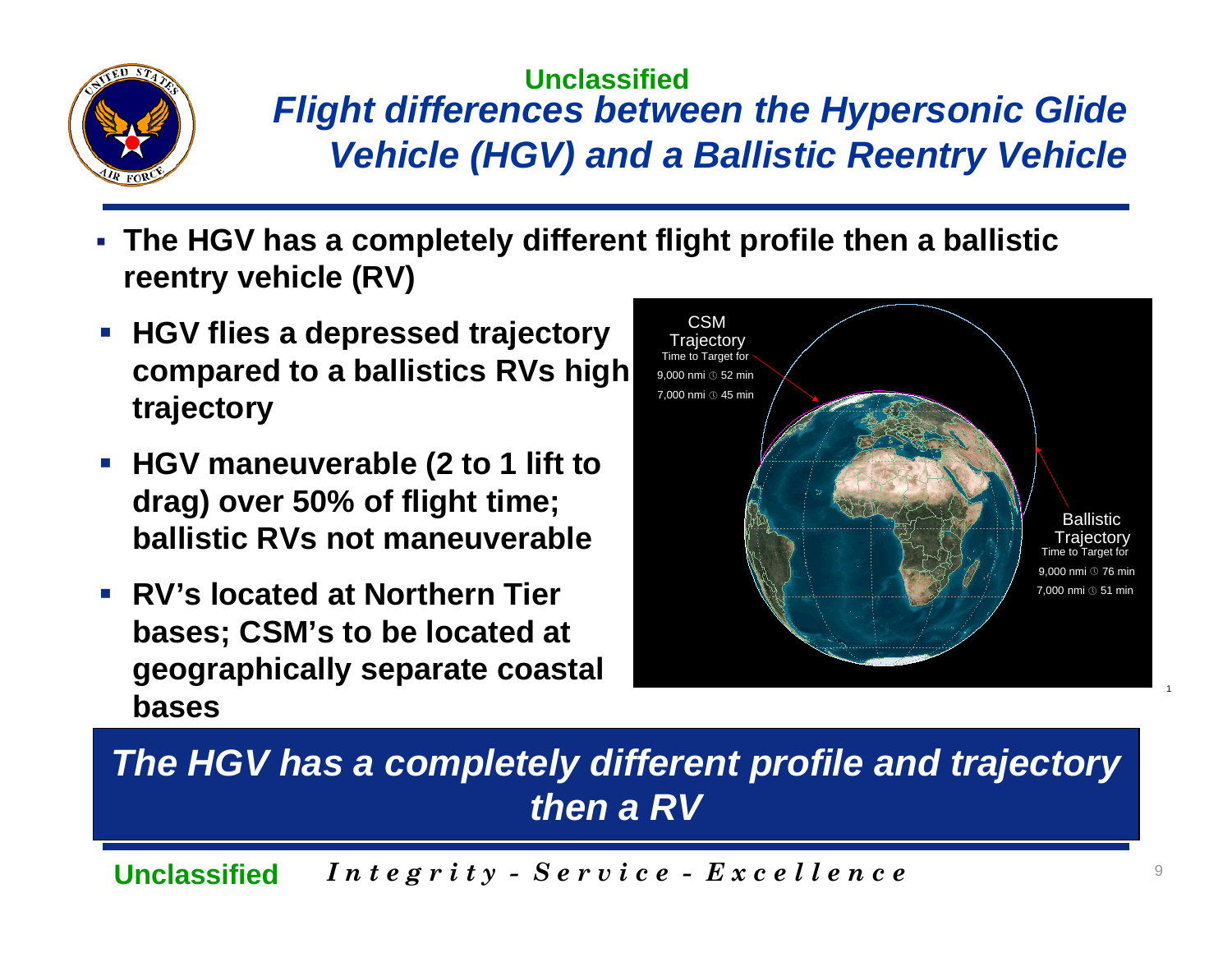Unclassified

# *Flight differences between the Hypersonic Glide Vehicle (HGV) and a Ballistic Reentry Vehicle*

- **The HGV has a completely different flight profile then a ballistic reentry vehicle (RV)**
- **HGV flies a depressed trajectory compared to a ballistics RVs high trajectory**
- **HGV maneuverable (2 to 1 lift to drag) over 50% of flight time; ballistic RVs not maneuverable**
- **RV's located at Northern Tier bases; CSM's to be located at geographically separate coastal bases**

CSM Trajectory
Time to Target for
9,000 nmi 52 min
7,000 nmi 45 min

Ballistic Trajectory
Time to Target for
9,000 nmi 76 min
7,000 nmi 51 min

***The HGV has a completely different profile and trajectory then a RV***

Unclassified *Integrity - Service - Excellence*